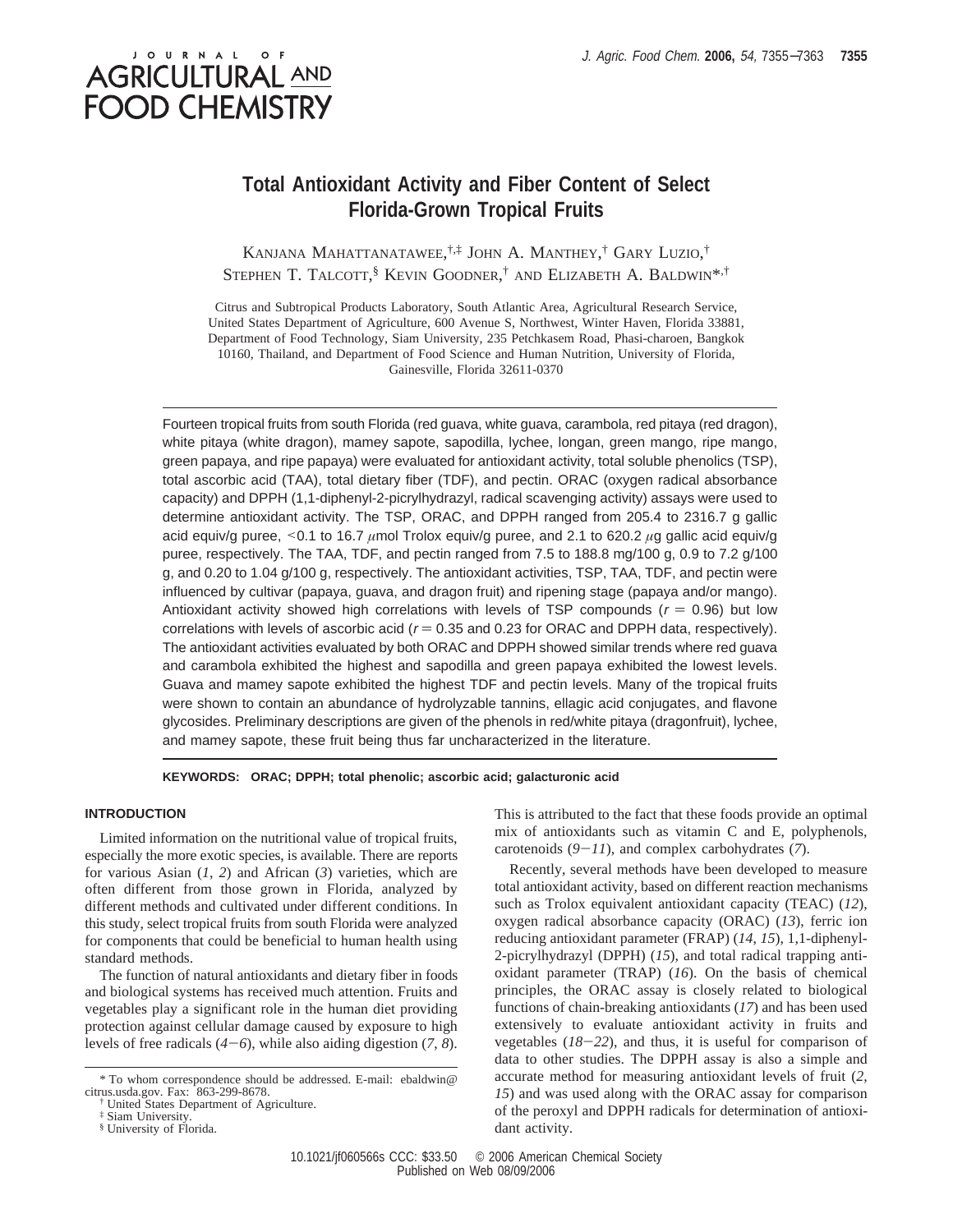# Total Antioxidant Activity and Fiber Content of Select Florida-Grown Tropical Fruits

Kanjana Mahattanatawee,[†,‡] John A. Manthey,[†] Gary Luzio,[†] Stephen T. Talcott,[§] Kevin Goodner,[†] and Elizabeth A. Baldwin*[,†]

Citrus and Subtropical Products Laboratory, South Atlantic Area, Agricultural Research Service, United States Department of Agriculture, 600 Avenue S, Northwest, Winter Haven, Florida 33881, Department of Food Technology, Siam University, 235 Petchkasem Road, Phasi-charoen, Bangkok 10160, Thailand, and Department of Food Science and Human Nutrition, University of Florida, Gainesville, Florida 32611-0370

Fourteen tropical fruits from south Florida (red guava, white guava, carambola, red pitaya (red dragon), white pitaya (white dragon), mamey sapote, sapodilla, lychee, longan, green mango, ripe mango, green papaya, and ripe papaya) were evaluated for antioxidant activity, total soluble phenolics (TSP), total ascorbic acid (TAA), total dietary fiber (TDF), and pectin. ORAC (oxygen radical absorbance capacity) and DPPH (1,1-diphenyl-2-picrylhydrazyl, radical scavenging activity) assays were used to determine antioxidant activity. The TSP, ORAC, and DPPH ranged from 205.4 to 2316.7 g gallic acid equiv/g puree, <0.1 to 16.7 $\mu$mol Trolox equiv/g puree, and 2.1 to 620.2 $\mu$g gallic acid equiv/g puree, respectively. The TAA, TDF, and pectin ranged from 7.5 to 188.8 mg/100 g, 0.9 to 7.2 g/100 g, and 0.20 to 1.04 g/100 g, respectively. The antioxidant activities, TSP, TAA, TDF, and pectin were influenced by cultivar (papaya, guava, and dragon fruit) and ripening stage (papaya and/or mango). Antioxidant activity showed high correlations with levels of TSP compounds ($r = 0.96$) but low correlations with levels of ascorbic acid ($r = 0.35$ and 0.23 for ORAC and DPPH data, respectively). The antioxidant activities evaluated by both ORAC and DPPH showed similar trends where red guava and carambola exhibited the highest and sapodilla and green papaya exhibited the lowest levels. Guava and mamey sapote exhibited the highest TDF and pectin levels. Many of the tropical fruits were shown to contain an abundance of hydrolyzable tannins, ellagic acid conjugates, and flavone glycosides. Preliminary descriptions are given of the phenols in red/white pitaya (dragonfruit), lychee, and mamey sapote, these fruit being thus far uncharacterized in the literature.

**KEYWORDS: ORAC; DPPH; total phenolic; ascorbic acid; galacturonic acid**

## INTRODUCTION

Limited information on the nutritional value of tropical fruits, especially the more exotic species, is available. There are reports for various Asian (*1*, *2*) and African (*3*) varieties, which are often different from those grown in Florida, analyzed by different methods and cultivated under different conditions. In this study, select tropical fruits from south Florida were analyzed for components that could be beneficial to human health using standard methods.

The function of natural antioxidants and dietary fiber in foods and biological systems has received much attention. Fruits and vegetables play a significant role in the human diet providing protection against cellular damage caused by exposure to high levels of free radicals (*4*−*6*), while also aiding digestion (*7*, *8*). This is attributed to the fact that these foods provide an optimal mix of antioxidants such as vitamin C and E, polyphenols, carotenoids (*9*−*11*), and complex carbohydrates (*7*).

Recently, several methods have been developed to measure total antioxidant activity, based on different reaction mechanisms such as Trolox equivalent antioxidant capacity (TEAC) (*12*), oxygen radical absorbance capacity (ORAC) (*13*), ferric ion reducing antioxidant parameter (FRAP) (*14*, *15*), 1,1-diphenyl-2-picrylhydrazyl (DPPH) (*15*), and total radical trapping antioxidant parameter (TRAP) (*16*). On the basis of chemical principles, the ORAC assay is closely related to biological functions of chain-breaking antioxidants (*17*) and has been used extensively to evaluate antioxidant activity in fruits and vegetables (*18*−*22*), and thus, it is useful for comparison of data to other studies. The DPPH assay is also a simple and accurate method for measuring antioxidant levels of fruit (*2*, *15*) and was used along with the ORAC assay for comparison of the peroxyl and DPPH radicals for determination of antioxidant activity.

\* To whom correspondence should be addressed. E-mail: ebaldwin@citrus.usda.gov. Fax: 863-299-8678.
[†] United States Department of Agriculture.
[‡] Siam University.
[§] University of Florida.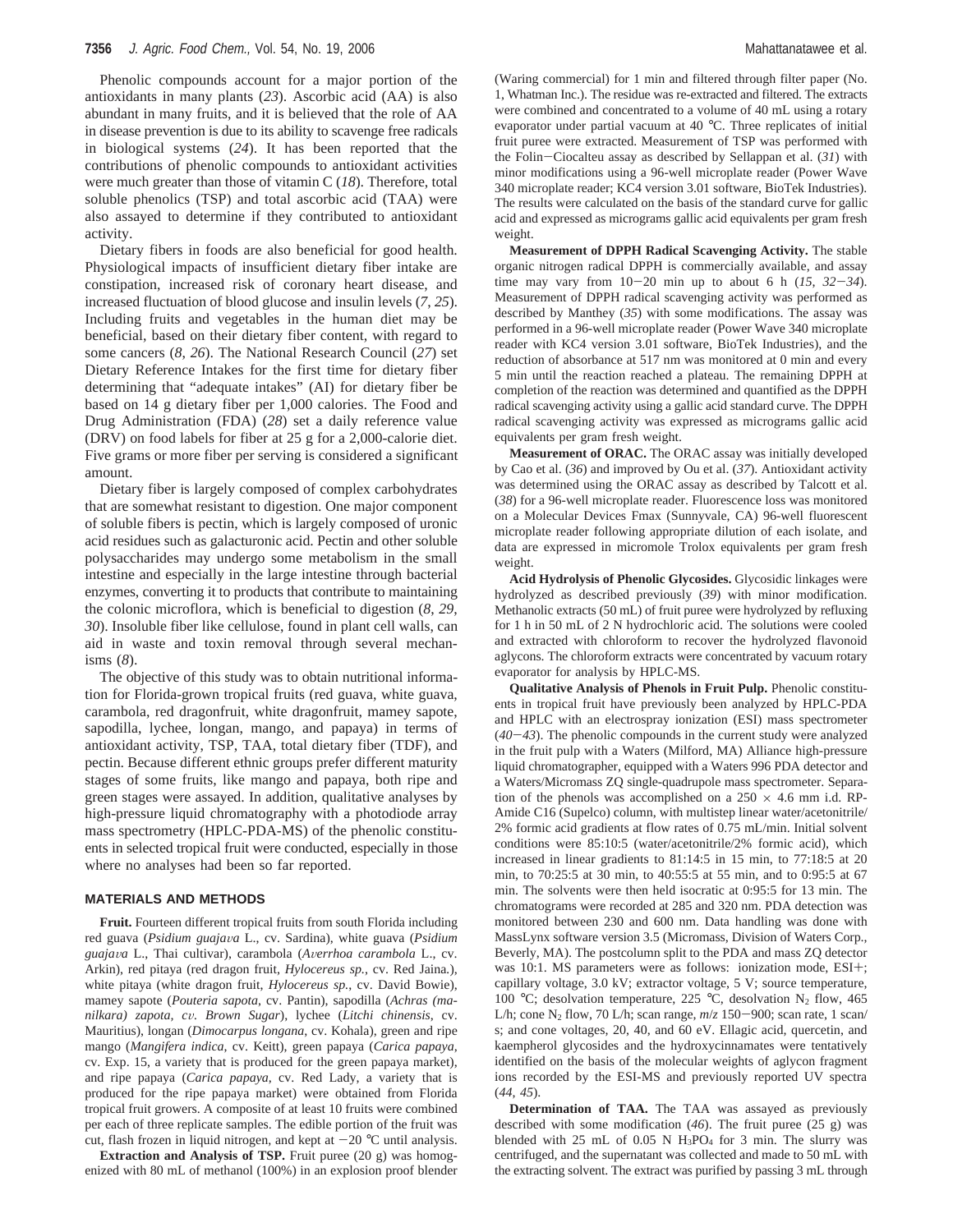Phenolic compounds account for a major portion of the antioxidants in many plants (*23*). Ascorbic acid (AA) is also abundant in many fruits, and it is believed that the role of AA in disease prevention is due to its ability to scavenge free radicals in biological systems (*24*). It has been reported that the contributions of phenolic compounds to antioxidant activities were much greater than those of vitamin C (*18*). Therefore, total soluble phenolics (TSP) and total ascorbic acid (TAA) were also assayed to determine if they contributed to antioxidant activity.

Dietary fibers in foods are also beneficial for good health. Physiological impacts of insufficient dietary fiber intake are constipation, increased risk of coronary heart disease, and increased fluctuation of blood glucose and insulin levels (*7*, *25*). Including fruits and vegetables in the human diet may be beneficial, based on their dietary fiber content, with regard to some cancers (*8*, *26*). The National Research Council (*27*) set Dietary Reference Intakes for the first time for dietary fiber determining that "adequate intakes" (AI) for dietary fiber be based on 14 g dietary fiber per 1,000 calories. The Food and Drug Administration (FDA) (*28*) set a daily reference value (DRV) on food labels for fiber at 25 g for a 2,000-calorie diet. Five grams or more fiber per serving is considered a significant amount.

Dietary fiber is largely composed of complex carbohydrates that are somewhat resistant to digestion. One major component of soluble fibers is pectin, which is largely composed of uronic acid residues such as galacturonic acid. Pectin and other soluble polysaccharides may undergo some metabolism in the small intestine and especially in the large intestine through bacterial enzymes, converting it to products that contribute to maintaining the colonic microflora, which is beneficial to digestion (*8*, *29*, *30*). Insoluble fiber like cellulose, found in plant cell walls, can aid in waste and toxin removal through several mechanisms (*8*).

The objective of this study was to obtain nutritional information for Florida-grown tropical fruits (red guava, white guava, carambola, red dragonfruit, white dragonfruit, mamey sapote, sapodilla, lychee, longan, mango, and papaya) in terms of antioxidant activity, TSP, TAA, total dietary fiber (TDF), and pectin. Because different ethnic groups prefer different maturity stages of some fruits, like mango and papaya, both ripe and green stages were assayed. In addition, qualitative analyses by high-pressure liquid chromatography with a photodiode array mass spectrometry (HPLC-PDA-MS) of the phenolic constituents in selected tropical fruit were conducted, especially in those where no analyses had been so far reported.

## MATERIALS AND METHODS

**Fruit.** Fourteen different tropical fruits from south Florida including red guava (*Psidium guajava* L., cv. Sardina), white guava (*Psidium guajava* L., Thai cultivar), carambola (*Averrhoa carambola* L., cv. Arkin), red pitaya (red dragon fruit, *Hylocereus sp.*, cv. Red Jaina.), white pitaya (white dragon fruit, *Hylocereus sp.*, cv. David Bowie), mamey sapote (*Pouteria sapota*, cv. Pantin), sapodilla (*Achras (manilkara) zapota, cv. Brown Sugar*), lychee (*Litchi chinensis*, cv. Mauritius), longan (*Dimocarpus longana*, cv. Kohala), green and ripe mango (*Mangifera indica*, cv. Keitt), green papaya (*Carica papaya*, cv. Exp. 15, a variety that is produced for the green papaya market), and ripe papaya (*Carica papaya*, cv. Red Lady, a variety that is produced for the ripe papaya market) were obtained from Florida tropical fruit growers. A composite of at least 10 fruits were combined per each of three replicate samples. The edible portion of the fruit was cut, flash frozen in liquid nitrogen, and kept at −20 °C until analysis.

**Extraction and Analysis of TSP.** Fruit puree (20 g) was homogenized with 80 mL of methanol (100%) in an explosion proof blender (Waring commercial) for 1 min and filtered through filter paper (No. 1, Whatman Inc.). The residue was re-extracted and filtered. The extracts were combined and concentrated to a volume of 40 mL using a rotary evaporator under partial vacuum at 40 °C. Three replicates of initial fruit puree were extracted. Measurement of TSP was performed with the Folin−Ciocalteu assay as described by Sellappan et al. (*31*) with minor modifications using a 96-well microplate reader (Power Wave 340 microplate reader; KC4 version 3.01 software, BioTek Industries). The results were calculated on the basis of the standard curve for gallic acid and expressed as micrograms gallic acid equivalents per gram fresh weight.

**Measurement of DPPH Radical Scavenging Activity.** The stable organic nitrogen radical DPPH is commercially available, and assay time may vary from 10−20 min up to about 6 h (*15*, *32*−*34*). Measurement of DPPH radical scavenging activity was performed as described by Manthey (*35*) with some modifications. The assay was performed in a 96-well microplate reader (Power Wave 340 microplate reader with KC4 version 3.01 software, BioTek Industries), and the reduction of absorbance at 517 nm was monitored at 0 min and every 5 min until the reaction reached a plateau. The remaining DPPH at completion of the reaction was determined and quantified as the DPPH radical scavenging activity using a gallic acid standard curve. The DPPH radical scavenging activity was expressed as micrograms gallic acid equivalents per gram fresh weight.

**Measurement of ORAC.** The ORAC assay was initially developed by Cao et al. (*36*) and improved by Ou et al. (*37*). Antioxidant activity was determined using the ORAC assay as described by Talcott et al. (*38*) for a 96-well microplate reader. Fluorescence loss was monitored on a Molecular Devices Fmax (Sunnyvale, CA) 96-well fluorescent microplate reader following appropriate dilution of each isolate, and data are expressed in micromole Trolox equivalents per gram fresh weight.

**Acid Hydrolysis of Phenolic Glycosides.** Glycosidic linkages were hydrolyzed as described previously (*39*) with minor modification. Methanolic extracts (50 mL) of fruit puree were hydrolyzed by refluxing for 1 h in 50 mL of 2 N hydrochloric acid. The solutions were cooled and extracted with chloroform to recover the hydrolyzed flavonoid aglycons. The chloroform extracts were concentrated by vacuum rotary evaporator for analysis by HPLC-MS.

**Qualitative Analysis of Phenols in Fruit Pulp.** Phenolic constituents in tropical fruit have previously been analyzed by HPLC-PDA and HPLC with an electrospray ionization (ESI) mass spectrometer (*40*−*43*). The phenolic compounds in the current study were analyzed in the fruit pulp with a Waters (Milford, MA) Alliance high-pressure liquid chromatographer, equipped with a Waters 996 PDA detector and a Waters/Micromass ZQ single-quadrupole mass spectrometer. Separation of the phenols was accomplished on a 250 × 4.6 mm i.d. RP-Amide C16 (Supelco) column, with multistep linear water/acetonitrile/2% formic acid gradients at flow rates of 0.75 mL/min. Initial solvent conditions were 85:10:5 (water/acetonitrile/2% formic acid), which increased in linear gradients to 81:14:5 in 15 min, to 77:18:5 at 20 min, to 70:25:5 at 30 min, to 40:55:5 at 55 min, and to 0:95:5 at 67 min. The solvents were then held isocratic at 0:95:5 for 13 min. The chromatograms were recorded at 285 and 320 nm. PDA detection was monitored between 230 and 600 nm. Data handling was done with MassLynx software version 3.5 (Micromass, Division of Waters Corp., Beverly, MA). The postcolumn split to the PDA and mass ZQ detector was 10:1. MS parameters were as follows: ionization mode, ESI+; capillary voltage, 3.0 kV; extractor voltage, 5 V; source temperature, 100 °C; desolvation temperature, 225 °C, desolvation $N_2$ flow, 465 L/h; cone $N_2$ flow, 70 L/h; scan range, $m/z$ 150−900; scan rate, 1 scan/s; and cone voltages, 20, 40, and 60 eV. Ellagic acid, quercetin, and kaempherol glycosides and the hydroxycinnamates were tentatively identified on the basis of the molecular weights of aglycon fragment ions recorded by the ESI-MS and previously reported UV spectra (*44*, *45*).

**Determination of TAA.** The TAA was assayed as previously described with some modification (*46*). The fruit puree (25 g) was blended with 25 mL of 0.05 N $H_3PO_4$ for 3 min. The slurry was centrifuged, and the supernatant was collected and made to 50 mL with the extracting solvent. The extract was purified by passing 3 mL through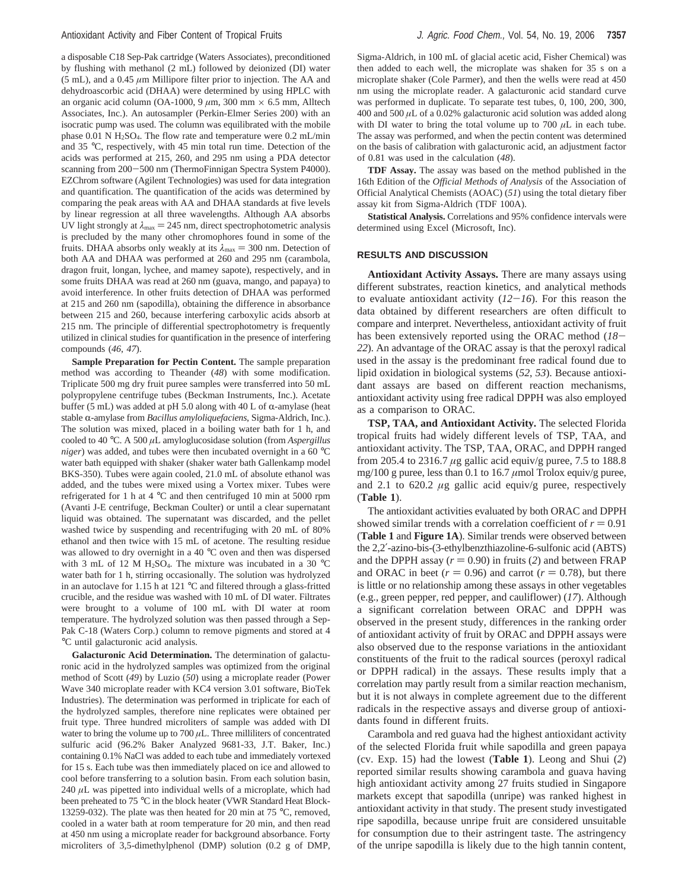a disposable C18 Sep-Pak cartridge (Waters Associates), preconditioned by flushing with methanol (2 mL) followed by deionized (DI) water (5 mL), and a 0.45 $\mu$m Millipore filter prior to injection. The AA and dehydroascorbic acid (DHAA) were determined by using HPLC with an organic acid column (OA-1000, 9 $\mu$m, 300 mm × 6.5 mm, Alltech Associates, Inc.). An autosampler (Perkin-Elmer Series 200) with an isocratic pump was used. The column was equilibrated with the mobile phase 0.01 N $H_2SO_4$. The flow rate and temperature were 0.2 mL/min and 35 °C, respectively, with 45 min total run time. Detection of the acids was performed at 215, 260, and 295 nm using a PDA detector scanning from 200−500 nm (ThermoFinnigan Spectra System P4000). EZChrom software (Agilent Technologies) was used for data integration and quantification. The quantification of the acids was determined by comparing the peak areas with AA and DHAA standards at five levels by linear regression at all three wavelengths. Although AA absorbs UV light strongly at $\lambda_{max}$ = 245 nm, direct spectrophotometric analysis is precluded by the many other chromophores found in some of the fruits. DHAA absorbs only weakly at its $\lambda_{max}$ = 300 nm. Detection of both AA and DHAA was performed at 260 and 295 nm (carambola, dragon fruit, longan, lychee, and mamey sapote), respectively, and in some fruits DHAA was read at 260 nm (guava, mango, and papaya) to avoid interference. In other fruits detection of DHAA was performed at 215 and 260 nm (sapodilla), obtaining the difference in absorbance between 215 and 260, because interfering carboxylic acids absorb at 215 nm. The principle of differential spectrophotometry is frequently utilized in clinical studies for quantification in the presence of interfering compounds (*46, 47*).

**Sample Preparation for Pectin Content.** The sample preparation method was according to Theander (*48*) with some modification. Triplicate 500 mg dry fruit puree samples were transferred into 50 mL polypropylene centrifuge tubes (Beckman Instruments, Inc.). Acetate buffer (5 mL) was added at pH 5.0 along with 40 L of α-amylase (heat stable α-amylase from *Bacillus amyloliquefaciens*, Sigma-Aldrich, Inc.). The solution was mixed, placed in a boiling water bath for 1 h, and cooled to 40 °C. A 500 $\mu$L amyloglucosidase solution (from *Aspergillus niger*) was added, and tubes were then incubated overnight in a 60 °C water bath equipped with shaker (shaker water bath Gallenkamp model BKS-350). Tubes were again cooled, 21.0 mL of absolute ethanol was added, and the tubes were mixed using a Vortex mixer. Tubes were refrigerated for 1 h at 4 °C and then centrifuged 10 min at 5000 rpm (Avanti J-E centrifuge, Beckman Coulter) or until a clear supernatant liquid was obtained. The supernatant was discarded, and the pellet washed twice by suspending and recentrifuging with 20 mL of 80% ethanol and then twice with 15 mL of acetone. The resulting residue was allowed to dry overnight in a 40 °C oven and then was dispersed with 3 mL of 12 M $H_2SO_4$. The mixture was incubated in a 30 °C water bath for 1 h, stirring occasionally. The solution was hydrolyzed in an autoclave for 1.15 h at 121 °C and filtered through a glass-fritted crucible, and the residue was washed with 10 mL of DI water. Filtrates were brought to a volume of 100 mL with DI water at room temperature. The hydrolyzed solution was then passed through a Sep-Pak C-18 (Waters Corp.) column to remove pigments and stored at 4 °C until galacturonic acid analysis.

**Galacturonic Acid Determination.** The determination of galacturonic acid in the hydrolyzed samples was optimized from the original method of Scott (*49*) by Luzio (*50*) using a microplate reader (Power Wave 340 microplate reader with KC4 version 3.01 software, BioTek Industries). The determination was performed in triplicate for each of the hydrolyzed samples, therefore nine replicates were obtained per fruit type. Three hundred microliters of sample was added with DI water to bring the volume up to 700 $\mu$L. Three milliliters of concentrated sulfuric acid (96.2% Baker Analyzed 9681-33, J.T. Baker, Inc.) containing 0.1% NaCl was added to each tube and immediately vortexed for 15 s. Each tube was then immediately placed on ice and allowed to cool before transferring to a solution basin. From each solution basin, 240 $\mu$L was pipetted into individual wells of a microplate, which had been preheated to 75 °C in the block heater (VWR Standard Heat Block-13259-032). The plate was then heated for 20 min at 75 °C, removed, cooled in a water bath at room temperature for 20 min, and then read at 450 nm using a microplate reader for background absorbance. Forty microliters of 3,5-dimethylphenol (DMP) solution (0.2 g of DMP, Sigma-Aldrich, in 100 mL of glacial acetic acid, Fisher Chemical) was then added to each well, the microplate was shaken for 35 s on a microplate shaker (Cole Parmer), and then the wells were read at 450 nm using the microplate reader. A galacturonic acid standard curve was performed in duplicate. To separate test tubes, 0, 100, 200, 300, 400 and 500 $\mu$L of a 0.02% galacturonic acid solution was added along with DI water to bring the total volume up to 700 $\mu$L in each tube. The assay was performed, and when the pectin content was determined on the basis of calibration with galacturonic acid, an adjustment factor of 0.81 was used in the calculation (*48*).

**TDF Assay.** The assay was based on the method published in the 16th Edition of the *Official Methods of Analysis* of the Association of Official Analytical Chemists (AOAC) (*51*) using the total dietary fiber assay kit from Sigma-Aldrich (TDF 100A).

**Statistical Analysis.** Correlations and 95% confidence intervals were determined using Excel (Microsoft, Inc).

## RESULTS AND DISCUSSION

**Antioxidant Activity Assays.** There are many assays using different substrates, reaction kinetics, and analytical methods to evaluate antioxidant activity (*12*−*16*). For this reason the data obtained by different researchers are often difficult to compare and interpret. Nevertheless, antioxidant activity of fruit has been extensively reported using the ORAC method (*18*−*22*). An advantage of the ORAC assay is that the peroxyl radical used in the assay is the predominant free radical found due to lipid oxidation in biological systems (*52, 53*). Because antioxidant assays are based on different reaction mechanisms, antioxidant activity using free radical DPPH was also employed as a comparison to ORAC.

**TSP, TAA, and Antioxidant Activity.** The selected Florida tropical fruits had widely different levels of TSP, TAA, and antioxidant activity. The TSP, TAA, ORAC, and DPPH ranged from 205.4 to 2316.7 $\mu$g gallic acid equiv/g puree, 7.5 to 188.8 mg/100 g puree, less than 0.1 to 16.7 $\mu$mol Trolox equiv/g puree, and 2.1 to 620.2 $\mu$g gallic acid equiv/g puree, respectively (**Table 1**).

The antioxidant activities evaluated by both ORAC and DPPH showed similar trends with a correlation coefficient of $r$ = 0.91 (**Table 1** and **Figure 1A**). Similar trends were observed between the 2,2′-azino-bis-(3-ethylbenzthiazoline-6-sulfonic acid (ABTS) and the DPPH assay ($r$ = 0.90) in fruits (*2*) and between FRAP and ORAC in beet ($r$ = 0.96) and carrot ($r$ = 0.78), but there is little or no relationship among these assays in other vegetables (e.g., green pepper, red pepper, and cauliflower) (*17*). Although a significant correlation between ORAC and DPPH was observed in the present study, differences in the ranking order of antioxidant activity of fruit by ORAC and DPPH assays were also observed due to the response variations in the antioxidant constituents of the fruit to the radical sources (peroxyl radical or DPPH radical) in the assays. These results imply that a correlation may partly result from a similar reaction mechanism, but it is not always in complete agreement due to the different radicals in the respective assays and diverse group of antioxidants found in different fruits.

Carambola and red guava had the highest antioxidant activity of the selected Florida fruit while sapodilla and green papaya (cv. Exp. 15) had the lowest (**Table 1**). Leong and Shui (*2*) reported similar results showing carambola and guava having high antioxidant activity among 27 fruits studied in Singapore markets except that sapodilla (unripe) was ranked highest in antioxidant activity in that study. The present study investigated ripe sapodilla, because unripe fruit are considered unsuitable for consumption due to their astringent taste. The astringency of the unripe sapodilla is likely due to the high tannin content,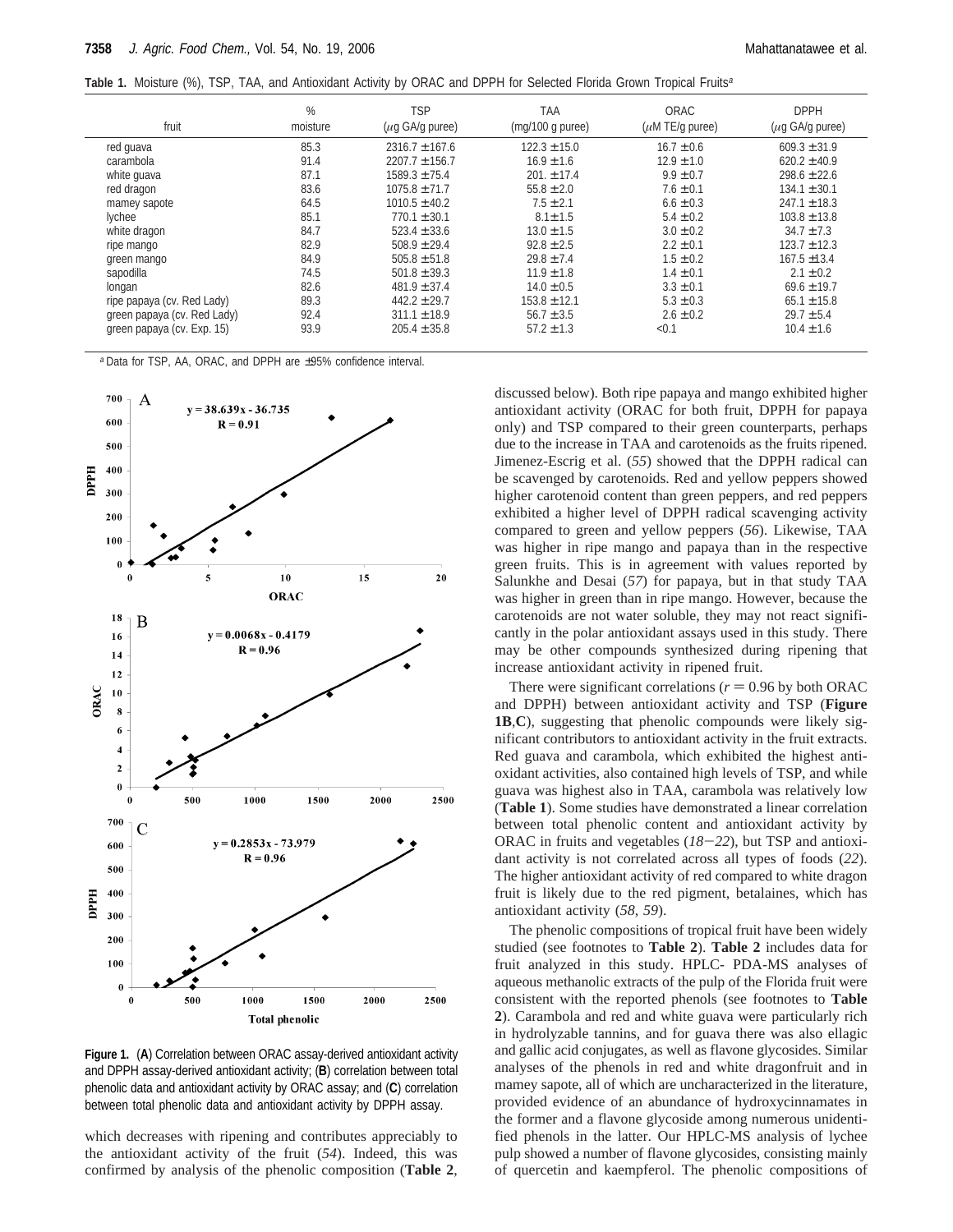**Table 1.** Moisture (%), TSP, TAA, and Antioxidant Activity by ORAC and DPPH for Selected Florida Grown Tropical Fruits[a]

| fruit | % moisture | TSP ($\mu$g GA/g puree) | TAA (mg/100 g puree) | ORAC ($\mu$M TE/g puree) | DPPH ($\mu$g GA/g puree) |
|---|---|---|---|---|---|
| red guava | 85.3 | 2316.7 ± 167.6 | 122.3 ± 15.0 | 16.7 ± 0.6 | 609.3 ± 31.9 |
| carambola | 91.4 | 2207.7 ± 156.7 | 16.9 ± 1.6 | 12.9 ± 1.0 | 620.2 ± 40.9 |
| white guava | 87.1 | 1589.3 ± 75.4 | 201. ± 17.4 | 9.9 ± 0.7 | 298.6 ± 22.6 |
| red dragon | 83.6 | 1075.8 ± 71.7 | 55.8 ± 2.0 | 7.6 ± 0.1 | 134.1 ± 30.1 |
| mamey sapote | 64.5 | 1010.5 ± 40.2 | 7.5 ± 2.1 | 6.6 ± 0.3 | 247.1 ± 18.3 |
| lychee | 85.1 | 770.1 ± 30.1 | 8.1 ± 1.5 | 5.4 ± 0.2 | 103.8 ± 13.8 |
| white dragon | 84.7 | 523.4 ± 33.6 | 13.0 ± 1.5 | 3.0 ± 0.2 | 34.7 ± 7.3 |
| ripe mango | 82.9 | 508.9 ± 29.4 | 92.8 ± 2.5 | 2.2 ± 0.1 | 123.7 ± 12.3 |
| green mango | 84.9 | 505.8 ± 51.8 | 29.8 ± 7.4 | 1.5 ± 0.2 | 167.5 ± 13.4 |
| sapodilla | 74.5 | 501.8 ± 39.3 | 11.9 ± 1.8 | 1.4 ± 0.1 | 2.1 ± 0.2 |
| longan | 82.6 | 481.9 ± 37.4 | 14.0 ± 0.5 | 3.3 ± 0.1 | 69.6 ± 19.7 |
| ripe papaya (cv. Red Lady) | 89.3 | 442.2 ± 29.7 | 153.8 ± 12.1 | 5.3 ± 0.3 | 65.1 ± 15.8 |
| green papaya (cv. Red Lady) | 92.4 | 311.1 ± 18.9 | 56.7 ± 3.5 | 2.6 ± 0.2 | 29.7 ± 5.4 |
| green papaya (cv. Exp. 15) | 93.9 | 205.4 ± 35.8 | 57.2 ± 1.3 | <0.1 | 10.4 ± 1.6 |

[a] Data for TSP, AA, ORAC, and DPPH are ±95% confidence interval.

**Figure 1.** (**A**) Correlation between ORAC assay-derived antioxidant activity and DPPH assay-derived antioxidant activity; (**B**) correlation between total phenolic data and antioxidant activity by ORAC assay; and (**C**) correlation between total phenolic data and antioxidant activity by DPPH assay.

which decreases with ripening and contributes appreciably to the antioxidant activity of the fruit (*54*). Indeed, this was confirmed by analysis of the phenolic composition (**Table 2**, discussed below). Both ripe papaya and mango exhibited higher antioxidant activity (ORAC for both fruit, DPPH for papaya only) and TSP compared to their green counterparts, perhaps due to the increase in TAA and carotenoids as the fruits ripened. Jimenez-Escrig et al. (*55*) showed that the DPPH radical can be scavenged by carotenoids. Red and yellow peppers showed higher carotenoid content than green peppers, and red peppers exhibited a higher level of DPPH radical scavenging activity compared to green and yellow peppers (*56*). Likewise, TAA was higher in ripe mango and papaya than in the respective green fruits. This is in agreement with values reported by Salunkhe and Desai (*57*) for papaya, but in that study TAA was higher in green than in ripe mango. However, because the carotenoids are not water soluble, they may not react significantly in the polar antioxidant assays used in this study. There may be other compounds synthesized during ripening that increase antioxidant activity in ripened fruit.

There were significant correlations ($r = 0.96$ by both ORAC and DPPH) between antioxidant activity and TSP (**Figure 1B**,**C**), suggesting that phenolic compounds were likely significant contributors to antioxidant activity in the fruit extracts. Red guava and carambola, which exhibited the highest antioxidant activities, also contained high levels of TSP, and while guava was highest also in TAA, carambola was relatively low (**Table 1**). Some studies have demonstrated a linear correlation between total phenolic content and antioxidant activity by ORAC in fruits and vegetables (*18*−*22*), but TSP and antioxidant activity is not correlated across all types of foods (*22*). The higher antioxidant activity of red compared to white dragon fruit is likely due to the red pigment, betalaines, which has antioxidant activity (*58*, *59*).

The phenolic compositions of tropical fruit have been widely studied (see footnotes to **Table 2**). **Table 2** includes data for fruit analyzed in this study. HPLC- PDA-MS analyses of aqueous methanolic extracts of the pulp of the Florida fruit were consistent with the reported phenols (see footnotes to **Table 2**). Carambola and red and white guava were particularly rich in hydrolyzable tannins, and for guava there was also ellagic and gallic acid conjugates, as well as flavone glycosides. Similar analyses of the phenols in red and white dragonfruit and in mamey sapote, all of which are uncharacterized in the literature, provided evidence of an abundance of hydroxycinnamates in the former and a flavone glycoside among numerous unidentified phenols in the latter. Our HPLC-MS analysis of lychee pulp showed a number of flavone glycosides, consisting mainly of quercetin and kaempferol. The phenolic compositions of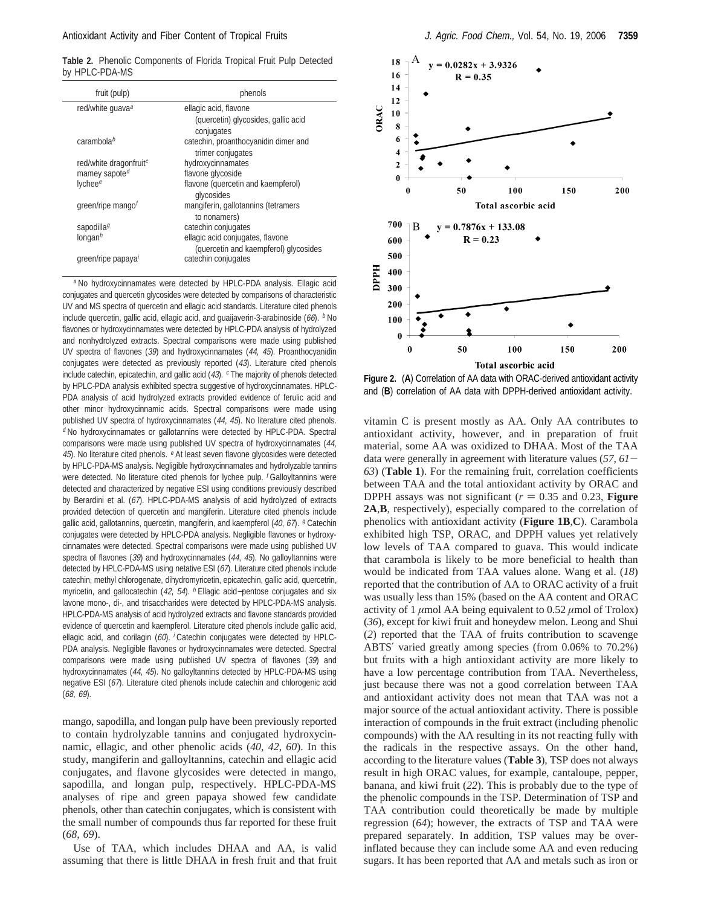**Table 2.** Phenolic Components of Florida Tropical Fruit Pulp Detected by HPLC-PDA-MS

| fruit (pulp) | phenols |
|---|---|
| red/white guava[a] | ellagic acid, flavone (quercetin) glycosides, gallic acid conjugates |
| carambola[b] | catechin, proanthocyanidin dimer and trimer conjugates |
| red/white dragonfruit[c] | hydroxycinnamates |
| mamey sapote[d] | flavone glycoside |
| lychee[e] | flavone (quercetin and kaempferol) glycosides |
| green/ripe mango[f] | mangiferin, gallotannins (tetramers to nonamers) |
| sapodilla[g] | catechin conjugates |
| longan[h] | ellagic acid conjugates, flavone (quercetin and kaempferol) glycosides |
| green/ripe papaya[i] | catechin conjugates |

[a] No hydroxycinnamates were detected by HPLC-PDA analysis. Ellagic acid conjugates and quercetin glycosides were detected by comparisons of characteristic UV and MS spectra of quercetin and ellagic acid standards. Literature cited phenols include quercetin, gallic acid, ellagic acid, and guaijaverin-3-arabinoside (*66*). [b] No flavones or hydroxycinnamates were detected by HPLC-PDA analysis of hydrolyzed and nonhydrolyzed extracts. Spectral comparisons were made using published UV spectra of flavones (*39*) and hydroxycinnamates (*44*, *45*). Proanthocyanidin conjugates were detected as previously reported (*43*). Literature cited phenols include catechin, epicatechin, and gallic acid (*43*). [c] The majority of phenols detected by HPLC-PDA analysis exhibited spectra suggestive of hydroxycinnamates. HPLC-PDA analysis of acid hydrolyzed extracts provided evidence of ferulic acid and other minor hydroxycinnamic acids. Spectral comparisons were made using published UV spectra of hydroxycinnamates (*44*, *45*). No literature cited phenols. [d] No hydroxycinnamates or gallotannins were detected by HPLC-PDA. Spectral comparisons were made using published UV spectra of hydroxycinnamates (*44*, *45*). No literature cited phenols. [e] At least seven flavone glycosides were detected by HPLC-PDA-MS analysis. Negligible hydroxycinnamates and hydrolyzable tannins were detected. No literature cited phenols for lychee pulp. [f] Galloyltannins were detected and characterized by negative ESI using conditions previously described by Berardini et al. (*67*). HPLC-PDA-MS analysis of acid hydrolyzed of extracts provided detection of quercetin and mangiferin. Literature cited phenols include gallic acid, gallotannins, quercetin, mangiferin, and kaempferol (*40*, *67*). [g] Catechin conjugates were detected by HPLC-PDA analysis. Negligible flavones or hydroxycinnamates were detected. Spectral comparisons were made using published UV spectra of flavones (*39*) and hydroxycinnamates (*44*, *45*). No galloyltannins were detected by HPLC-PDA-MS using netative ESI (*67*). Literature cited phenols include catechin, methyl chlorogenate, dihydromyricetin, epicatechin, gallic acid, quercetin, myricetin, and gallocatechin (*42*, *54*). [h] Ellagic acid–pentose conjugates and six lavone mono-, di-, and trisaccharides were detected by HPLC-PDA-MS analysis. HPLC-PDA-MS analysis of acid hydrolyzed extracts and flavone standards provided evidence of quercetin and kaempferol. Literature cited phenols include gallic acid, ellagic acid, and corilagin (*60*). [i] Catechin conjugates were detected by HPLC-PDA analysis. Negligible flavones or hydroxycinnamates were detected. Spectral comparisons were made using published UV spectra of flavones (*39*) and hydroxycinnamates (*44*, *45*). No galloyltannins detected by HPLC-PDA-MS using negative ESI (*67*). Literature cited phenols include catechin and chlorogenic acid (*68*, *69*).

mango, sapodilla, and longan pulp have been previously reported to contain hydrolyzable tannins and conjugated hydroxycinnamic, ellagic, and other phenolic acids (*40*, *42*, *60*). In this study, mangiferin and galloyltannins, catechin and ellagic acid conjugates, and flavone glycosides were detected in mango, sapodilla, and longan pulp, respectively. HPLC-PDA-MS analyses of ripe and green papaya showed few candidate phenols, other than catechin conjugates, which is consistent with the small number of compounds thus far reported for these fruit (*68*, *69*).

Use of TAA, which includes DHAA and AA, is valid assuming that there is little DHAA in fresh fruit and that fruit vitamin C is present mostly as AA. Only AA contributes to antioxidant activity, however, and in preparation of fruit material, some AA was oxidized to DHAA. Most of the TAA data were generally in agreement with literature values (*57*, *61*–*63*) (**Table 1**). For the remaining fruit, correlation coefficients between TAA and the total antioxidant activity by ORAC and DPPH assays was not significant ($r = 0.35$ and 0.23, **Figure 2A**,**B**, respectively), especially compared to the correlation of phenolics with antioxidant activity (**Figure 1B**,**C**). Carambola exhibited high TSP, ORAC, and DPPH values yet relatively low levels of TAA compared to guava. This would indicate that carambola is likely to be more beneficial to health than would be indicated from TAA values alone. Wang et al. (*18*) reported that the contribution of AA to ORAC activity of a fruit was usually less than 15% (based on the AA content and ORAC activity of 1 $\mu$mol AA being equivalent to 0.52 $\mu$mol of Trolox) (*36*), except for kiwi fruit and honeydew melon. Leong and Shui (*2*) reported that the TAA of fruits contribution to scavenge ABTS′ varied greatly among species (from 0.06% to 70.2%) but fruits with a high antioxidant activity are more likely to have a low percentage contribution from TAA. Nevertheless, just because there was not a good correlation between TAA and antioxidant activity does not mean that TAA was not a major source of the actual antioxidant activity. There is possible interaction of compounds in the fruit extract (including phenolic compounds) with the AA resulting in its not reacting fully with the radicals in the respective assays. On the other hand, according to the literature values (**Table 3**), TSP does not always result in high ORAC values, for example, cantaloupe, pepper, banana, and kiwi fruit (*22*). This is probably due to the type of the phenolic compounds in the TSP. Determination of TSP and TAA contribution could theoretically be made by multiple regression (*64*); however, the extracts of TSP and TAA were prepared separately. In addition, TSP values may be overinflated because they can include some AA and even reducing sugars. It has been reported that AA and metals such as iron or

**Figure 2.** (**A**) Correlation of AA data with ORAC-derived antioxidant activity and (**B**) correlation of AA data with DPPH-derived antioxidant activity.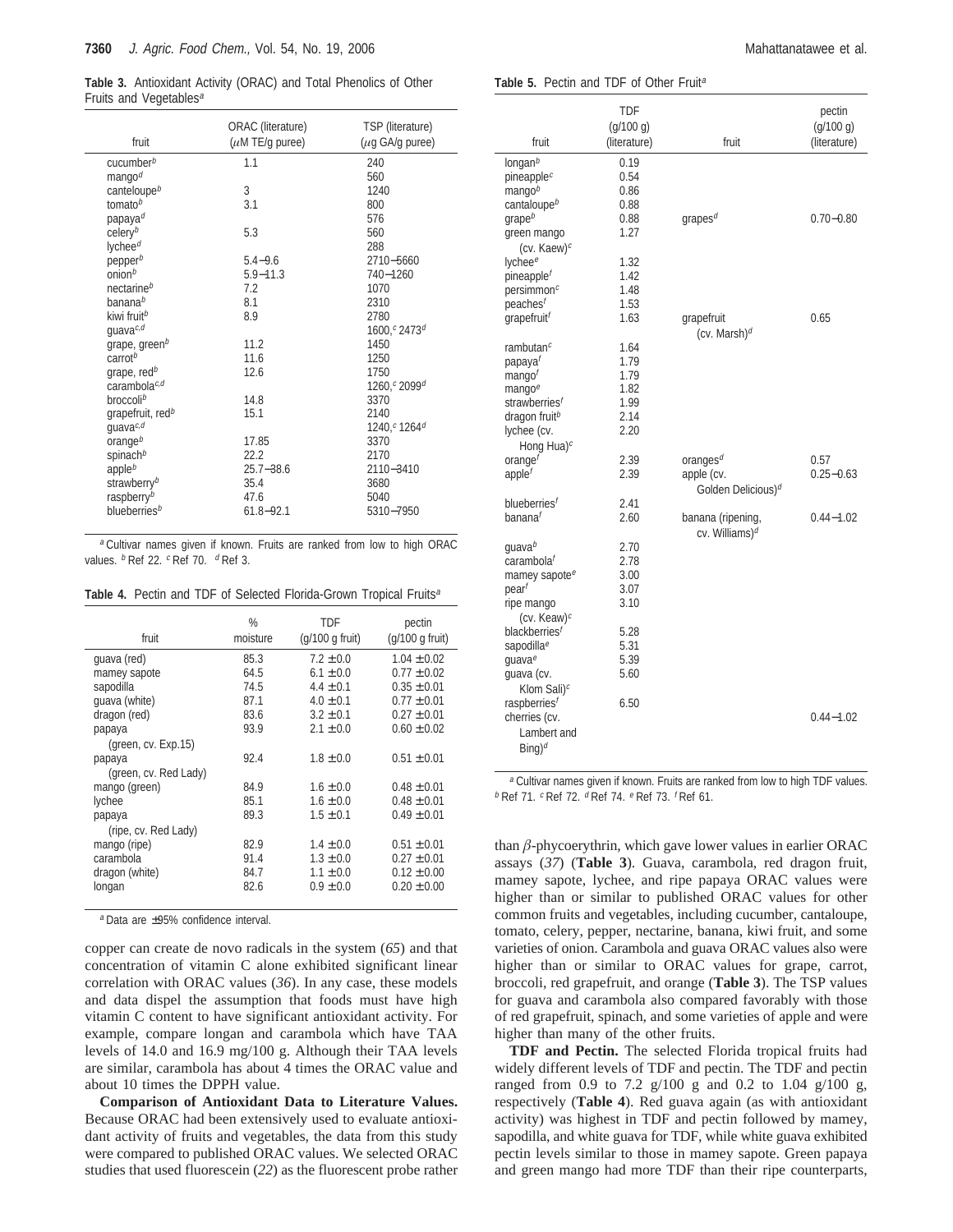**Table 3.** Antioxidant Activity (ORAC) and Total Phenolics of Other Fruits and Vegetables[a]

| fruit | ORAC (literature) (μM TE/g puree) | TSP (literature) (μg GA/g puree) |
|---|---|---|
| cucumber[b] | 1.1 | 240 |
| mango[d] | | 560 |
| canteloupe[b] | 3 | 1240 |
| tomato[b] | 3.1 | 800 |
| papaya[d] | | 576 |
| celery[b] | 5.3 | 560 |
| lychee[d] | | 288 |
| pepper[b] | 5.4−9.6 | 2710−5660 |
| onion[b] | 5.9−11.3 | 740−1260 |
| nectarine[b] | 7.2 | 1070 |
| banana[b] | 8.1 | 2310 |
| kiwi fruit[b] | 8.9 | 2780 |
| guava[c,d] | | 1600,[c] 2473[d] |
| grape, green[b] | 11.2 | 1450 |
| carrot[b] | 11.6 | 1250 |
| grape, red[b] | 12.6 | 1750 |
| carambola[c,d] | | 1260,[c] 2099[d] |
| broccoli[b] | 14.8 | 3370 |
| grapefruit, red[b] | 15.1 | 2140 |
| guava[c,d] | | 1240,[c] 1264[d] |
| orange[b] | 17.85 | 3370 |
| spinach[b] | 22.2 | 2170 |
| apple[b] | 25.7−38.6 | 2110−3410 |
| strawberry[b] | 35.4 | 3680 |
| raspberry[b] | 47.6 | 5040 |
| blueberries[b] | 61.8−92.1 | 5310−7950 |

[a] Cultivar names given if known. Fruits are ranked from low to high ORAC values. [b] Ref 22. [c] Ref 70. [d] Ref 3.

**Table 4.** Pectin and TDF of Selected Florida-Grown Tropical Fruits[a]

| fruit | % moisture | TDF (g/100 g fruit) | pectin (g/100 g fruit) |
|---|---|---|---|
| guava (red) | 85.3 | 7.2 ± 0.0 | 1.04 ± 0.02 |
| mamey sapote | 64.5 | 6.1 ± 0.0 | 0.77 ± 0.02 |
| sapodilla | 74.5 | 4.4 ± 0.1 | 0.35 ± 0.01 |
| guava (white) | 87.1 | 4.0 ± 0.1 | 0.77 ± 0.01 |
| dragon (red) | 83.6 | 3.2 ± 0.1 | 0.27 ± 0.01 |
| papaya (green, cv. Exp.15) | 93.9 | 2.1 ± 0.0 | 0.60 ± 0.02 |
| papaya (green, cv. Red Lady) | 92.4 | 1.8 ± 0.0 | 0.51 ± 0.01 |
| mango (green) | 84.9 | 1.6 ± 0.0 | 0.48 ± 0.01 |
| lychee | 85.1 | 1.6 ± 0.0 | 0.48 ± 0.01 |
| papaya (ripe, cv. Red Lady) | 89.3 | 1.5 ± 0.1 | 0.49 ± 0.01 |
| mango (ripe) | 82.9 | 1.4 ± 0.0 | 0.51 ± 0.01 |
| carambola | 91.4 | 1.3 ± 0.0 | 0.27 ± 0.01 |
| dragon (white) | 84.7 | 1.1 ± 0.0 | 0.12 ± 0.00 |
| longan | 82.6 | 0.9 ± 0.0 | 0.20 ± 0.00 |

[a] Data are ±95% confidence interval.

copper can create de novo radicals in the system (*65*) and that concentration of vitamin C alone exhibited significant linear correlation with ORAC values (*36*). In any case, these models and data dispel the assumption that foods must have high vitamin C content to have significant antioxidant activity. For example, compare longan and carambola which have TAA levels of 14.0 and 16.9 mg/100 g. Although their TAA levels are similar, carambola has about 4 times the ORAC value and about 10 times the DPPH value.

**Comparison of Antioxidant Data to Literature Values.** Because ORAC had been extensively used to evaluate antioxidant activity of fruits and vegetables, the data from this study were compared to published ORAC values. We selected ORAC studies that used fluorescein (*22*) as the fluorescent probe rather than β-phycoerythrin, which gave lower values in earlier ORAC assays (*37*) (**Table 3**). Guava, carambola, red dragon fruit, mamey sapote, lychee, and ripe papaya ORAC values were higher than or similar to published ORAC values for other common fruits and vegetables, including cucumber, cantaloupe, tomato, celery, pepper, nectarine, banana, kiwi fruit, and some varieties of onion. Carambola and guava ORAC values also were higher than or similar to ORAC values for grape, carrot, broccoli, red grapefruit, and orange (**Table 3**). The TSP values for guava and carambola also compared favorably with those of red grapefruit, spinach, and some varieties of apple and were higher than many of the other fruits.

**Table 5.** Pectin and TDF of Other Fruit[a]

| fruit | TDF (g/100 g) (literature) | fruit | pectin (g/100 g) (literature) |
|---|---|---|---|
| longan[b] | 0.19 | | |
| pineapple[c] | 0.54 | | |
| mango[b] | 0.86 | | |
| cantaloupe[b] | 0.88 | | |
| grape[b] | 0.88 | grapes[d] | 0.70−0.80 |
| green mango (cv. Kaew)[c] | 1.27 | | |
| lychee[e] | 1.32 | | |
| pineapple[f] | 1.42 | | |
| persimmon[c] | 1.48 | | |
| peaches[f] | 1.53 | | |
| grapefruit[f] | 1.63 | grapefruit (cv. Marsh)[d] | 0.65 |
| rambutan[c] | 1.64 | | |
| papaya[f] | 1.79 | | |
| mango[f] | 1.79 | | |
| mango[e] | 1.82 | | |
| strawberries[f] | 1.99 | | |
| dragon fruit[b] | 2.14 | | |
| lychee (cv. Hong Hua)[c] | 2.20 | | |
| orange[f] | 2.39 | oranges[d] | 0.57 |
| apple[f] | 2.39 | apple (cv. Golden Delicious)[d] | 0.25−0.63 |
| blueberries[f] | 2.41 | | |
| banana[f] | 2.60 | banana (ripening, cv. Williams)[d] | 0.44−1.02 |
| guava[b] | 2.70 | | |
| carambola[f] | 2.78 | | |
| mamey sapote[e] | 3.00 | | |
| pear[f] | 3.07 | | |
| ripe mango (cv. Keaw)[c] | 3.10 | | |
| blackberries[f] | 5.28 | | |
| sapodilla[e] | 5.31 | | |
| guava[e] | 5.39 | | |
| guava (cv. Klom Sali)[c] | 5.60 | | |
| raspberries[f] | 6.50 | | |
| | | cherries (cv. Lambert and Bing)[d] | 0.44−1.02 |

[a] Cultivar names given if known. Fruits are ranked from low to high TDF values. [b] Ref 71. [c] Ref 72. [d] Ref 74. [e] Ref 73. [f] Ref 61.

**TDF and Pectin.** The selected Florida tropical fruits had widely different levels of TDF and pectin. The TDF and pectin ranged from 0.9 to 7.2 g/100 g and 0.2 to 1.04 g/100 g, respectively (**Table 4**). Red guava again (as with antioxidant activity) was highest in TDF and pectin followed by mamey, sapodilla, and white guava for TDF, while white guava exhibited pectin levels similar to those in mamey sapote. Green papaya and green mango had more TDF than their ripe counterparts,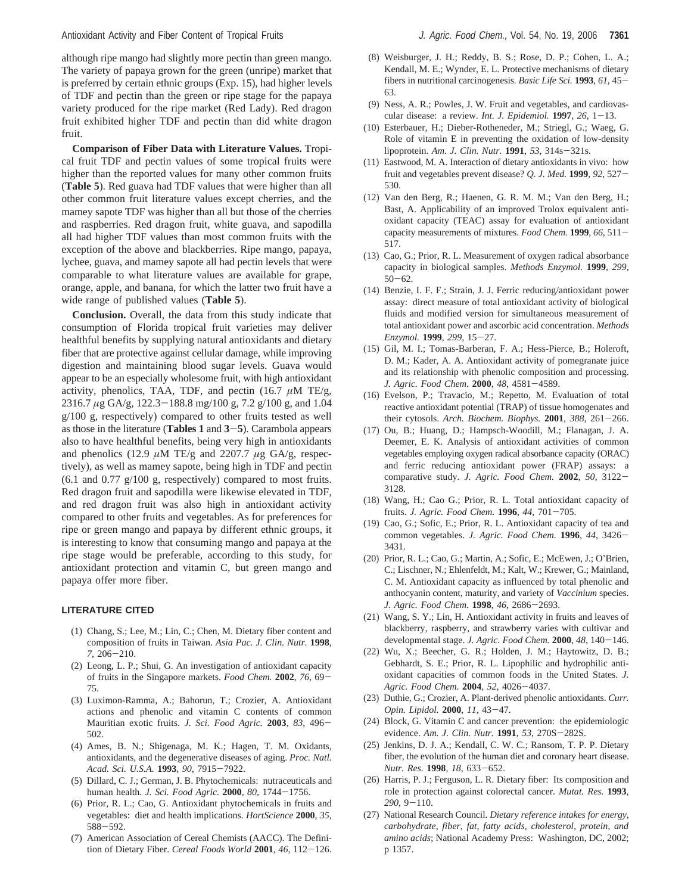although ripe mango had slightly more pectin than green mango. The variety of papaya grown for the green (unripe) market that is preferred by certain ethnic groups (Exp. 15), had higher levels of TDF and pectin than the green or ripe stage for the papaya variety produced for the ripe market (Red Lady). Red dragon fruit exhibited higher TDF and pectin than did white dragon fruit.

**Comparison of Fiber Data with Literature Values.** Tropical fruit TDF and pectin values of some tropical fruits were higher than the reported values for many other common fruits (**Table 5**). Red guava had TDF values that were higher than all other common fruit literature values except cherries, and the mamey sapote TDF was higher than all but those of the cherries and raspberries. Red dragon fruit, white guava, and sapodilla all had higher TDF values than most common fruits with the exception of the above and blackberries. Ripe mango, papaya, lychee, guava, and mamey sapote all had pectin levels that were comparable to what literature values are available for grape, orange, apple, and banana, for which the latter two fruit have a wide range of published values (**Table 5**).

**Conclusion.** Overall, the data from this study indicate that consumption of Florida tropical fruit varieties may deliver healthful benefits by supplying natural antioxidants and dietary fiber that are protective against cellular damage, while improving digestion and maintaining blood sugar levels. Guava would appear to be an especially wholesome fruit, with high antioxidant activity, phenolics, TAA, TDF, and pectin (16.7 $\mu$M TE/g, 2316.7 $\mu$g GA/g, 122.3−188.8 mg/100 g, 7.2 g/100 g, and 1.04 g/100 g, respectively) compared to other fruits tested as well as those in the literature (**Tables 1** and **3**−**5**). Carambola appears also to have healthful benefits, being very high in antioxidants and phenolics (12.9 $\mu$M TE/g and 2207.7 $\mu$g GA/g, respectively), as well as mamey sapote, being high in TDF and pectin (6.1 and 0.77 g/100 g, respectively) compared to most fruits. Red dragon fruit and sapodilla were likewise elevated in TDF, and red dragon fruit was also high in antioxidant activity compared to other fruits and vegetables. As for preferences for ripe or green mango and papaya by different ethnic groups, it is interesting to know that consuming mango and papaya at the ripe stage would be preferable, according to this study, for antioxidant protection and vitamin C, but green mango and papaya offer more fiber.

## LITERATURE CITED

(1) Chang, S.; Lee, M.; Lin, C.; Chen, M. Dietary fiber content and composition of fruits in Taiwan. *Asia Pac. J. Clin. Nutr.* **1998**, *7*, 206−210.

(2) Leong, L. P.; Shui, G. An investigation of antioxidant capacity of fruits in the Singapore markets. *Food Chem.* **2002**, *76*, 69−75.

(3) Luximon-Ramma, A.; Bahorun, T.; Crozier, A. Antioxidant actions and phenolic and vitamin C contents of common Mauritian exotic fruits. *J. Sci. Food Agric.* **2003**, *83*, 496−502.

(4) Ames, B. N.; Shigenaga, M. K.; Hagen, T. M. Oxidants, antioxidants, and the degenerative diseases of aging. *Proc. Natl. Acad. Sci. U.S.A.* **1993**, *90*, 7915−7922.

(5) Dillard, C. J.; German, J. B. Phytochemicals: nutraceuticals and human health. *J. Sci. Food Agric.* **2000**, *80*, 1744−1756.

(6) Prior, R. L.; Cao, G. Antioxidant phytochemicals in fruits and vegetables: diet and health implications. *HortScience* **2000**, *35*, 588−592.

(7) American Association of Cereal Chemists (AACC). The Definition of Dietary Fiber. *Cereal Foods World* **2001**, *46*, 112−126.

(8) Weisburger, J. H.; Reddy, B. S.; Rose, D. P.; Cohen, L. A.; Kendall, M. E.; Wynder, E. L. Protective mechanisms of dietary fibers in nutritional carcinogenesis. *Basic Life Sci.* **1993**, *61*, 45−63.

(9) Ness, A. R.; Powles, J. W. Fruit and vegetables, and cardiovascular disease: a review. *Int. J. Epidemiol.* **1997**, *26*, 1−13.

(10) Esterbauer, H.; Dieber-Rotheneder, M.; Striegl, G.; Waeg, G. Role of vitamin E in preventing the oxidation of low-density lipoprotein. *Am. J. Clin. Nutr.* **1991**, *53*, 314s−321s.

(11) Eastwood, M. A. Interaction of dietary antioxidants in vivo: how fruit and vegetables prevent disease? *Q. J. Med.* **1999**, *92*, 527−530.

(12) Van den Berg, R.; Haenen, G. R. M. M.; Van den Berg, H.; Bast, A. Applicability of an improved Trolox equivalent antioxidant capacity (TEAC) assay for evaluation of antioxidant capacity measurements of mixtures. *Food Chem.* **1999**, *66*, 511−517.

(13) Cao, G.; Prior, R. L. Measurement of oxygen radical absorbance capacity in biological samples. *Methods Enzymol.* **1999**, *299*, 50−62.

(14) Benzie, I. F. F.; Strain, J. J. Ferric reducing/antioxidant power assay: direct measure of total antioxidant activity of biological fluids and modified version for simultaneous measurement of total antioxidant power and ascorbic acid concentration. *Methods Enzymol.* **1999**, *299*, 15−27.

(15) Gil, M. I.; Tomas-Barberan, F. A.; Hess-Pierce, B.; Holeroft, D. M.; Kader, A. A. Antioxidant activity of pomegranate juice and its relationship with phenolic composition and processing. *J. Agric. Food Chem.* **2000**, *48*, 4581−4589.

(16) Evelson, P.; Travacio, M.; Repetto, M. Evaluation of total reactive antioxidant potential (TRAP) of tissue homogenates and their cytosols. *Arch. Biochem. Biophys.* **2001**, *388*, 261−266.

(17) Ou, B.; Huang, D.; Hampsch-Woodill, M.; Flanagan, J. A. Deemer, E. K. Analysis of antioxidant activities of common vegetables employing oxygen radical absorbance capacity (ORAC) and ferric reducing antioxidant power (FRAP) assays: a comparative study. *J. Agric. Food Chem.* **2002**, *50*, 3122−3128.

(18) Wang, H.; Cao G.; Prior, R. L. Total antioxidant capacity of fruits. *J. Agric. Food Chem.* **1996**, *44*, 701−705.

(19) Cao, G.; Sofic, E.; Prior, R. L. Antioxidant capacity of tea and common vegetables. *J. Agric. Food Chem.* **1996**, *44*, 3426−3431.

(20) Prior, R. L.; Cao, G.; Martin, A.; Sofic, E.; McEwen, J.; O'Brien, C.; Lischner, N.; Ehlenfeldt, M.; Kalt, W.; Krewer, G.; Mainland, C. M. Antioxidant capacity as influenced by total phenolic and anthocyanin content, maturity, and variety of *Vaccinium* species. *J. Agric. Food Chem.* **1998**, *46*, 2686−2693.

(21) Wang, S. Y.; Lin, H. Antioxidant activity in fruits and leaves of blackberry, raspberry, and strawberry varies with cultivar and developmental stage. *J. Agric. Food Chem.* **2000**, *48*, 140−146.

(22) Wu, X.; Beecher, G. R.; Holden, J. M.; Haytowitz, D. B.; Gebhardt, S. E.; Prior, R. L. Lipophilic and hydrophilic antioxidant capacities of common foods in the United States. *J. Agric. Food Chem.* **2004**, *52*, 4026−4037.

(23) Duthie, G.; Crozier, A. Plant-derived phenolic antioxidants. *Curr. Opin. Lipidol.* **2000**, *11*, 43−47.

(24) Block, G. Vitamin C and cancer prevention: the epidemiologic evidence. *Am. J. Clin. Nutr.* **1991**, *53*, 270S−282S.

(25) Jenkins, D. J. A.; Kendall, C. W. C.; Ransom, T. P. P. Dietary fiber, the evolution of the human diet and coronary heart disease. *Nutr. Res.* **1998**, *18*, 633−652.

(26) Harris, P. J.; Ferguson, L. R. Dietary fiber: Its composition and role in protection against colorectal cancer. *Mutat. Res.* **1993**, *290*, 9−110.

(27) National Research Council. *Dietary reference intakes for energy, carbohydrate, fiber, fat, fatty acids, cholesterol, protein, and amino acids*; National Academy Press: Washington, DC, 2002; p 1357.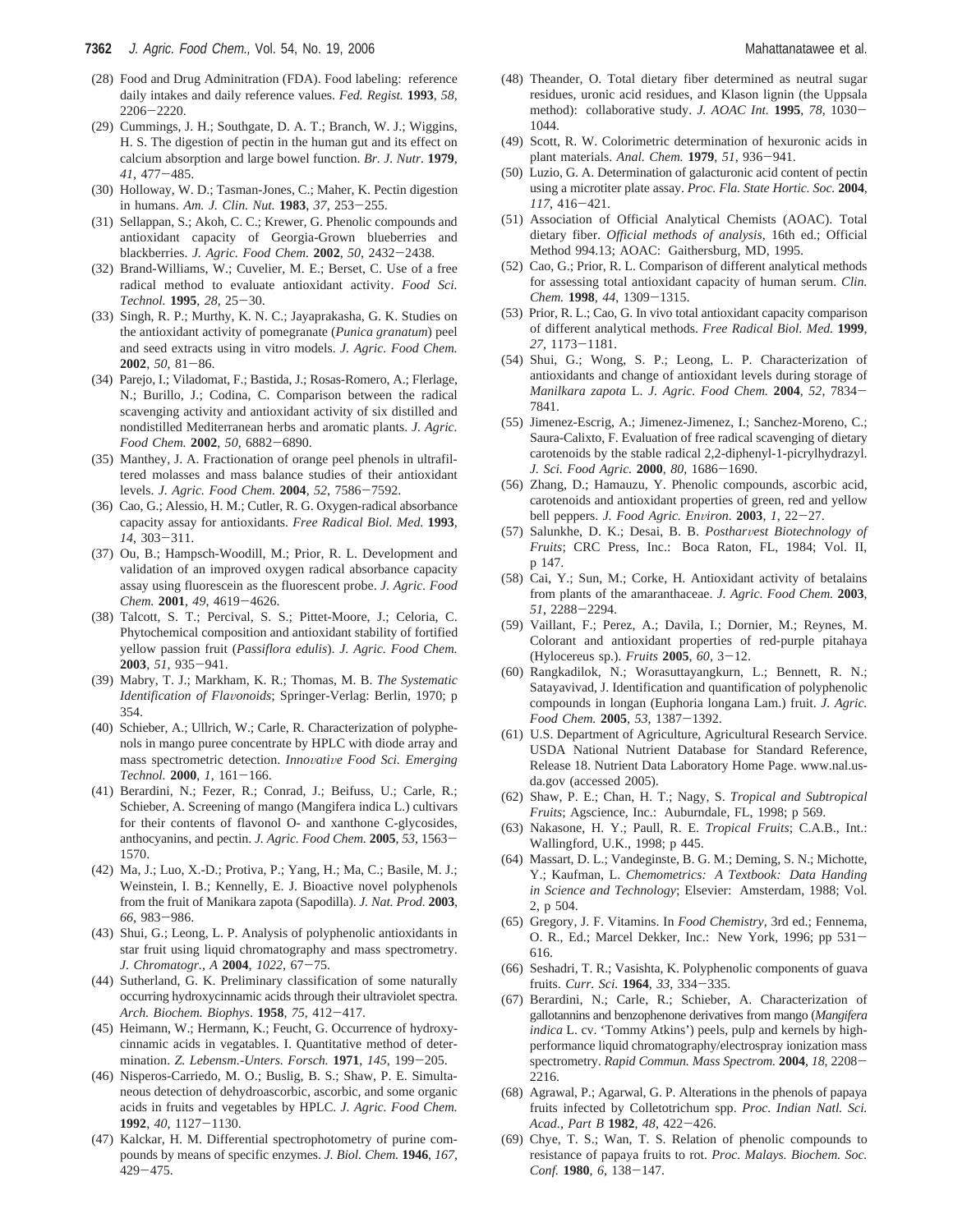(28) Food and Drug Adminitration (FDA). Food labeling: reference daily intakes and daily reference values. *Fed. Regist.* **1993**, *58*, 2206−2220.

(29) Cummings, J. H.; Southgate, D. A. T.; Branch, W. J.; Wiggins, H. S. The digestion of pectin in the human gut and its effect on calcium absorption and large bowel function. *Br. J. Nutr.* **1979**, *41*, 477−485.

(30) Holloway, W. D.; Tasman-Jones, C.; Maher, K. Pectin digestion in humans. *Am. J. Clin. Nut.* **1983**, *37*, 253−255.

(31) Sellappan, S.; Akoh, C. C.; Krewer, G. Phenolic compounds and antioxidant capacity of Georgia-Grown blueberries and blackberries. *J. Agric. Food Chem.* **2002**, *50*, 2432−2438.

(32) Brand-Williams, W.; Cuvelier, M. E.; Berset, C. Use of a free radical method to evaluate antioxidant activity. *Food Sci. Technol.* **1995**, *28*, 25−30.

(33) Singh, R. P.; Murthy, K. N. C.; Jayaprakasha, G. K. Studies on the antioxidant activity of pomegranate (*Punica granatum*) peel and seed extracts using in vitro models. *J. Agric. Food Chem.* **2002**, *50*, 81−86.

(34) Parejo, I.; Viladomat, F.; Bastida, J.; Rosas-Romero, A.; Flerlage, N.; Burillo, J.; Codina, C. Comparison between the radical scavenging activity and antioxidant activity of six distilled and nondistilled Mediterranean herbs and aromatic plants. *J. Agric. Food Chem.* **2002**, *50*, 6882−6890.

(35) Manthey, J. A. Fractionation of orange peel phenols in ultrafiltered molasses and mass balance studies of their antioxidant levels. *J. Agric. Food Chem.* **2004**, *52*, 7586−7592.

(36) Cao, G.; Alessio, H. M.; Cutler, R. G. Oxygen-radical absorbance capacity assay for antioxidants. *Free Radical Biol. Med.* **1993**, *14*, 303−311.

(37) Ou, B.; Hampsch-Woodill, M.; Prior, R. L. Development and validation of an improved oxygen radical absorbance capacity assay using fluorescein as the fluorescent probe. *J. Agric. Food Chem.* **2001**, *49*, 4619−4626.

(38) Talcott, S. T.; Percival, S. S.; Pittet-Moore, J.; Celoria, C. Phytochemical composition and antioxidant stability of fortified yellow passion fruit (*Passiflora edulis*). *J. Agric. Food Chem.* **2003**, *51*, 935−941.

(39) Mabry, T. J.; Markham, K. R.; Thomas, M. B. *The Systematic Identification of Flavonoids*; Springer-Verlag: Berlin, 1970; p 354.

(40) Schieber, A.; Ullrich, W.; Carle, R. Characterization of polyphenols in mango puree concentrate by HPLC with diode array and mass spectrometric detection. *Innovative Food Sci. Emerging Technol.* **2000**, *1*, 161−166.

(41) Berardini, N.; Fezer, R.; Conrad, J.; Beifuss, U.; Carle, R.; Schieber, A. Screening of mango (Mangifera indica L.) cultivars for their contents of flavonol O- and xanthone C-glycosides, anthocyanins, and pectin. *J. Agric. Food Chem.* **2005**, *53*, 1563−1570.

(42) Ma, J.; Luo, X.-D.; Protiva, P.; Yang, H.; Ma, C.; Basile, M. J.; Weinstein, I. B.; Kennelly, E. J. Bioactive novel polyphenols from the fruit of Manikara zapota (Sapodilla). *J. Nat. Prod.* **2003**, *66*, 983−986.

(43) Shui, G.; Leong, L. P. Analysis of polyphenolic antioxidants in star fruit using liquid chromatography and mass spectrometry. *J. Chromatogr., A* **2004**, *1022*, 67−75.

(44) Sutherland, G. K. Preliminary classification of some naturally occurring hydroxycinnamic acids through their ultraviolet spectra. *Arch. Biochem. Biophys*. **1958**, *75*, 412−417.

(45) Heimann, W.; Hermann, K.; Feucht, G. Occurrence of hydroxycinnamic acids in vegatables. I. Quantitative method of determination. *Z. Lebensm.-Unters. Forsch.* **1971**, *145*, 199−205.

(46) Nisperos-Carriedo, M. O.; Buslig, B. S.; Shaw, P. E. Simultaneous detection of dehydroascorbic, ascorbic, and some organic acids in fruits and vegetables by HPLC. *J. Agric. Food Chem.* **1992**, *40*, 1127−1130.

(47) Kalckar, H. M. Differential spectrophotometry of purine compounds by means of specific enzymes. *J. Biol. Chem.* **1946**, *167*, 429−475.

(48) Theander, O. Total dietary fiber determined as neutral sugar residues, uronic acid residues, and Klason lignin (the Uppsala method): collaborative study. *J. AOAC Int.* **1995**, *78*, 1030−1044.

(49) Scott, R. W. Colorimetric determination of hexuronic acids in plant materials. *Anal. Chem.* **1979**, *51*, 936−941.

(50) Luzio, G. A. Determination of galacturonic acid content of pectin using a microtiter plate assay. *Proc. Fla. State Hortic. Soc.* **2004**, *117*, 416−421.

(51) Association of Official Analytical Chemists (AOAC). Total dietary fiber. *Official methods of analysis*, 16th ed.; Official Method 994.13; AOAC: Gaithersburg, MD, 1995.

(52) Cao, G.; Prior, R. L. Comparison of different analytical methods for assessing total antioxidant capacity of human serum. *Clin. Chem.* **1998**, *44*, 1309−1315.

(53) Prior, R. L.; Cao, G. In vivo total antioxidant capacity comparison of different analytical methods. *Free Radical Biol. Med.* **1999**, *27*, 1173−1181.

(54) Shui, G.; Wong, S. P.; Leong, L. P. Characterization of antioxidants and change of antioxidant levels during storage of *Manilkara zapota* L. *J. Agric. Food Chem.* **2004**, *52*, 7834−7841.

(55) Jimenez-Escrig, A.; Jimenez-Jimenez, I.; Sanchez-Moreno, C.; Saura-Calixto, F. Evaluation of free radical scavenging of dietary carotenoids by the stable radical 2,2-diphenyl-1-picrylhydrazyl. *J. Sci. Food Agric.* **2000**, *80*, 1686−1690.

(56) Zhang, D.; Hamauzu, Y. Phenolic compounds, ascorbic acid, carotenoids and antioxidant properties of green, red and yellow bell peppers. *J. Food Agric. Environ.* **2003**, *1*, 22−27.

(57) Salunkhe, D. K.; Desai, B. B. *Postharvest Biotechnology of Fruits*; CRC Press, Inc.: Boca Raton, FL, 1984; Vol. II, p 147.

(58) Cai, Y.; Sun, M.; Corke, H. Antioxidant activity of betalains from plants of the amaranthaceae. *J. Agric. Food Chem.* **2003**, *51*, 2288−2294.

(59) Vaillant, F.; Perez, A.; Davila, I.; Dornier, M.; Reynes, M. Colorant and antioxidant properties of red-purple pitahaya (Hylocereus sp.). *Fruits* **2005**, *60*, 3−12.

(60) Rangkadilok, N.; Worasuttayangkurn, L.; Bennett, R. N.; Satayavivad, J. Identification and quantification of polyphenolic compounds in longan (Euphoria longana Lam.) fruit. *J. Agric. Food Chem.* **2005**, *53*, 1387−1392.

(61) U.S. Department of Agriculture, Agricultural Research Service. USDA National Nutrient Database for Standard Reference, Release 18. Nutrient Data Laboratory Home Page. www.nal.usda.gov (accessed 2005).

(62) Shaw, P. E.; Chan, H. T.; Nagy, S. *Tropical and Subtropical Fruits*; Agscience, Inc.: Auburndale, FL, 1998; p 569.

(63) Nakasone, H. Y.; Paull, R. E. *Tropical Fruits*; C.A.B., Int.: Wallingford, U.K., 1998; p 445.

(64) Massart, D. L.; Vandeginste, B. G. M.; Deming, S. N.; Michotte, Y.; Kaufman, L. *Chemometrics: A Textbook: Data Handing in Science and Technology*; Elsevier: Amsterdam, 1988; Vol. 2, p 504.

(65) Gregory, J. F. Vitamins. In *Food Chemistry*, 3rd ed.; Fennema, O. R., Ed.; Marcel Dekker, Inc.: New York, 1996; pp 531−616.

(66) Seshadri, T. R.; Vasishta, K. Polyphenolic components of guava fruits. *Curr. Sci.* **1964**, *33*, 334−335.

(67) Berardini, N.; Carle, R.; Schieber, A. Characterization of gallotannins and benzophenone derivatives from mango (*Mangifera indica* L. cv. 'Tommy Atkins') peels, pulp and kernels by high-performance liquid chromatography/electrospray ionization mass spectrometry. *Rapid Commun. Mass Spectrom.* **2004**, *18*, 2208−2216.

(68) Agrawal, P.; Agarwal, G. P. Alterations in the phenols of papaya fruits infected by Colletotrichum spp. *Proc. Indian Natl. Sci. Acad., Part B* **1982**, *48*, 422−426.

(69) Chye, T. S.; Wan, T. S. Relation of phenolic compounds to resistance of papaya fruits to rot. *Proc. Malays. Biochem. Soc. Conf.* **1980**, *6*, 138−147.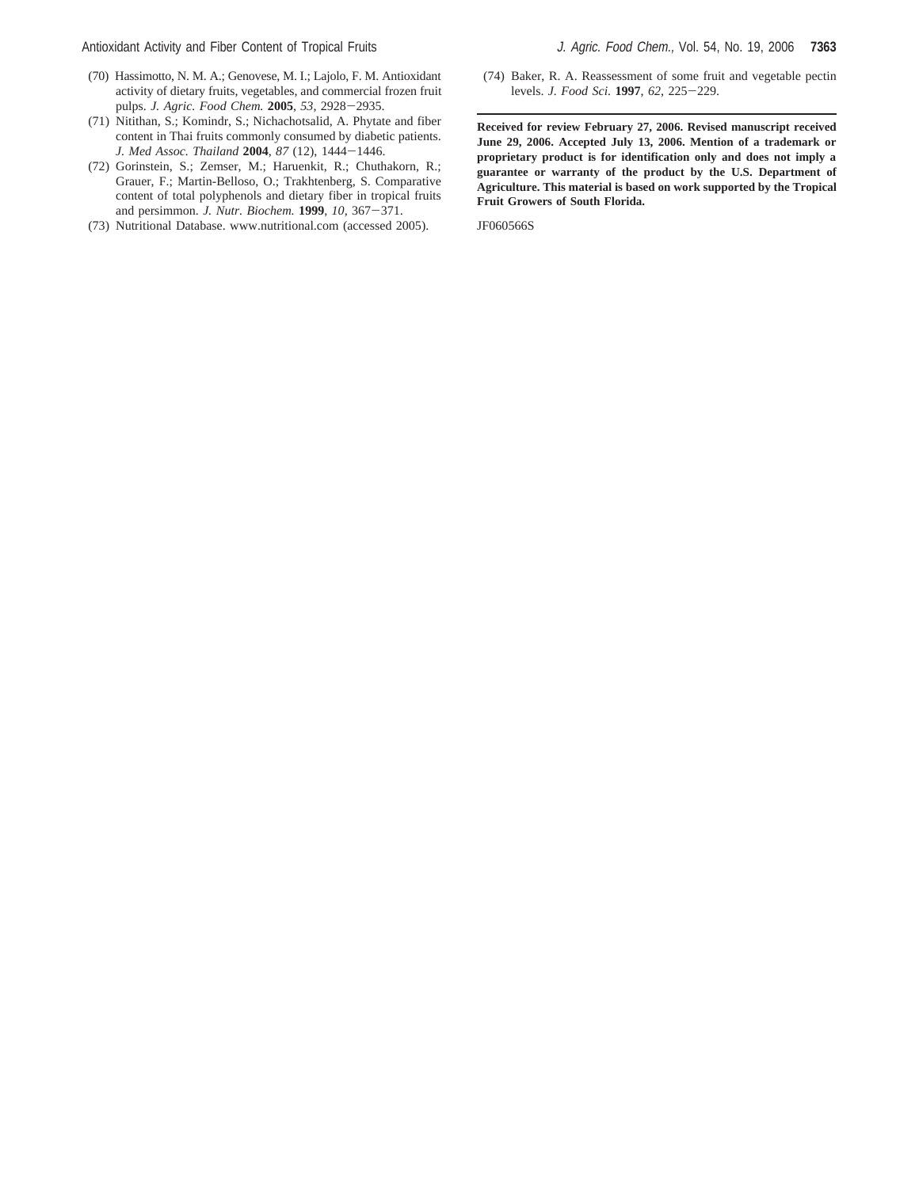(70) Hassimotto, N. M. A.; Genovese, M. I.; Lajolo, F. M. Antioxidant activity of dietary fruits, vegetables, and commercial frozen fruit pulps. *J. Agric. Food Chem.* **2005**, *53*, 2928−2935.

(71) Nitithan, S.; Komindr, S.; Nichachotsalid, A. Phytate and fiber content in Thai fruits commonly consumed by diabetic patients. *J. Med Assoc. Thailand* **2004**, *87* (12), 1444−1446.

(72) Gorinstein, S.; Zemser, M.; Haruenkit, R.; Chuthakorn, R.; Grauer, F.; Martin-Belloso, O.; Trakhtenberg, S. Comparative content of total polyphenols and dietary fiber in tropical fruits and persimmon. *J. Nutr. Biochem.* **1999**, *10*, 367−371.

(73) Nutritional Database. www.nutritional.com (accessed 2005).

(74) Baker, R. A. Reassessment of some fruit and vegetable pectin levels. *J. Food Sci.* **1997**, *62*, 225−229.

**Received for review February 27, 2006. Revised manuscript received June 29, 2006. Accepted July 13, 2006. Mention of a trademark or proprietary product is for identification only and does not imply a guarantee or warranty of the product by the U.S. Department of Agriculture. This material is based on work supported by the Tropical Fruit Growers of South Florida.**

JF060566S